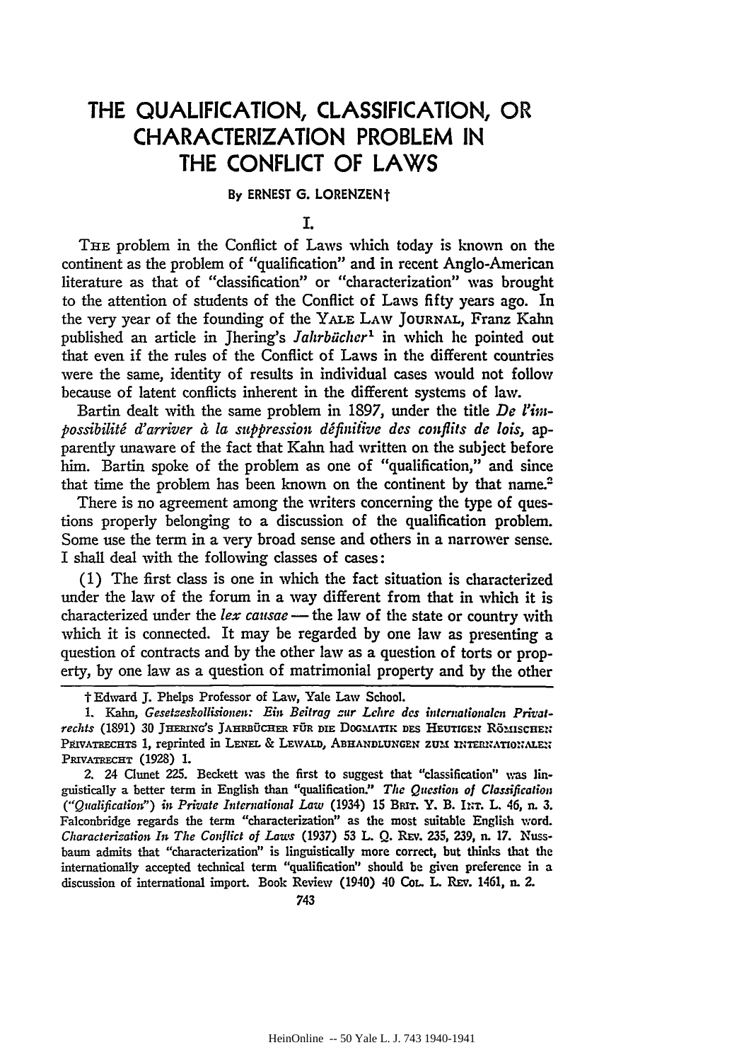# THE QUALIFICATION, CLASSIFICATION, OR CHARACTERIZATION PROBLEM IN THE CONFLICT OF LAWS

By ERNEST G. LORENZEN†

## I.

THE problem in the Conflict of Laws which today is known on the continent as the problem of "qualification" and in recent Anglo-American literature as that of "classification" or "characterization" was brought to the attention of students of the Conflict of Laws fifty years ago. In the very year of the founding of the YALE LAW JOURNAL, Franz Kahn published an article in Jhering's *Jahrbücher*[1] in which he pointed out that even if the rules of the Conflict of Laws in the different countries were the same, identity of results in individual cases would not follow because of latent conflicts inherent in the different systems of law.

Bartin dealt with the same problem in 1897, under the title *De l'impossibilité d'arriver à la suppression définitive des conflits de lois,* apparently unaware of the fact that Kahn had written on the subject before him. Bartin spoke of the problem as one of "qualification," and since that time the problem has been known on the continent by that name.[2]

There is no agreement among the writers concerning the type of questions properly belonging to a discussion of the qualification problem. Some use the term in a very broad sense and others in a narrower sense. I shall deal with the following classes of cases:

(1) The first class is one in which the fact situation is characterized under the law of the forum in a way different from that in which it is characterized under the *lex causae* — the law of the state or country with which it is connected. It may be regarded by one law as presenting a question of contracts and by the other law as a question of torts or property, by one law as a question of matrimonial property and by the other

---

† Edward J. Phelps Professor of Law, Yale Law School.

1. Kahn, *Gesetzeskollisionen: Ein Beitrag zur Lehre des internationalen Privatrechts* (1891) 30 JHERING'S JAHRBÜCHER FÜR DIE DOGMATIK DES HEUTIGEN RÖMISCHEN PRIVATRECHTS 1, reprinted in LENEL & LEWALD, ABHANDLUNGEN ZUM INTERNATIONALEN PRIVATRECHT (1928) 1.

2. 24 Clunet 225. Beckett was the first to suggest that "classification" was linguistically a better term in English than "qualification." *The Question of Classification ("Qualification") in Private International Law* (1934) 15 BRIT. Y. B. INT. L. 46, n. 3. Falconbridge regards the term "characterization" as the most suitable English word. *Characterization In The Conflict of Laws* (1937) 53 L. Q. REV. 235, 239, n. 17. Nussbaum admits that "characterization" is linguistically more correct, but thinks that the internationally accepted technical term "qualification" should be given preference in a discussion of international import. Book Review (1940) 40 COL. L. REV. 1461, n. 2.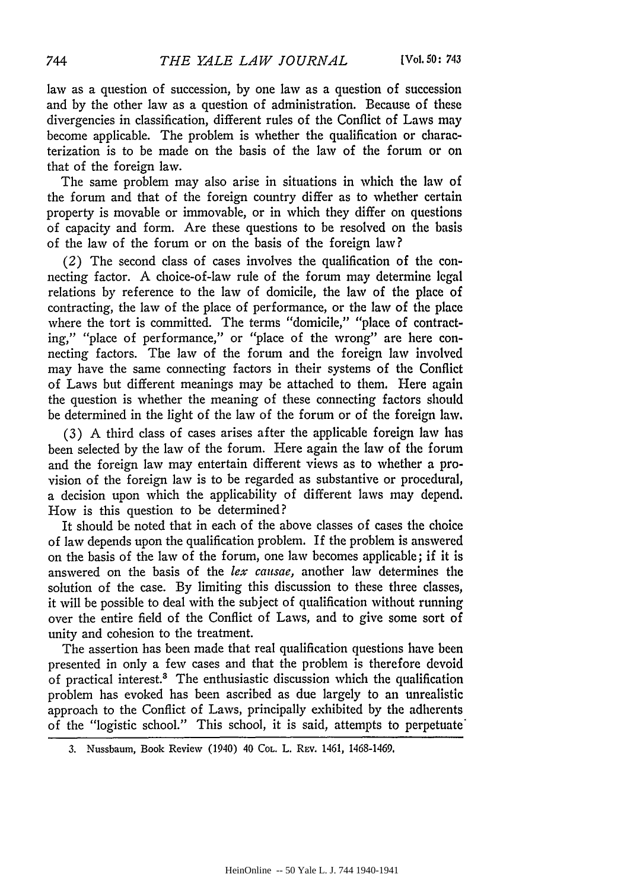law as a question of succession, by one law as a question of succession and by the other law as a question of administration. Because of these divergencies in classification, different rules of the Conflict of Laws may become applicable. The problem is whether the qualification or characterization is to be made on the basis of the law of the forum or on that of the foreign law.

The same problem may also arise in situations in which the law of the forum and that of the foreign country differ as to whether certain property is movable or immovable, or in which they differ on questions of capacity and form. Are these questions to be resolved on the basis of the law of the forum or on the basis of the foreign law?

(2) The second class of cases involves the qualification of the connecting factor. A choice-of-law rule of the forum may determine legal relations by reference to the law of domicile, the law of the place of contracting, the law of the place of performance, or the law of the place where the tort is committed. The terms "domicile," "place of contracting," "place of performance," or "place of the wrong" are here connecting factors. The law of the forum and the foreign law involved may have the same connecting factors in their systems of the Conflict of Laws but different meanings may be attached to them. Here again the question is whether the meaning of these connecting factors should be determined in the light of the law of the forum or of the foreign law.

(3) A third class of cases arises after the applicable foreign law has been selected by the law of the forum. Here again the law of the forum and the foreign law may entertain different views as to whether a provision of the foreign law is to be regarded as substantive or procedural, a decision upon which the applicability of different laws may depend. How is this question to be determined?

It should be noted that in each of the above classes of cases the choice of law depends upon the qualification problem. If the problem is answered on the basis of the law of the forum, one law becomes applicable; if it is answered on the basis of the *lex causae*, another law determines the solution of the case. By limiting this discussion to these three classes, it will be possible to deal with the subject of qualification without running over the entire field of the Conflict of Laws, and to give some sort of unity and cohesion to the treatment.

The assertion has been made that real qualification questions have been presented in only a few cases and that the problem is therefore devoid of practical interest.[3] The enthusiastic discussion which the qualification problem has evoked has been ascribed as due largely to an unrealistic approach to the Conflict of Laws, principally exhibited by the adherents of the "logistic school." This school, it is said, attempts to perpetuate

3. Nussbaum, Book Review (1940) 40 Col. L. Rev. 1461, 1468-1469.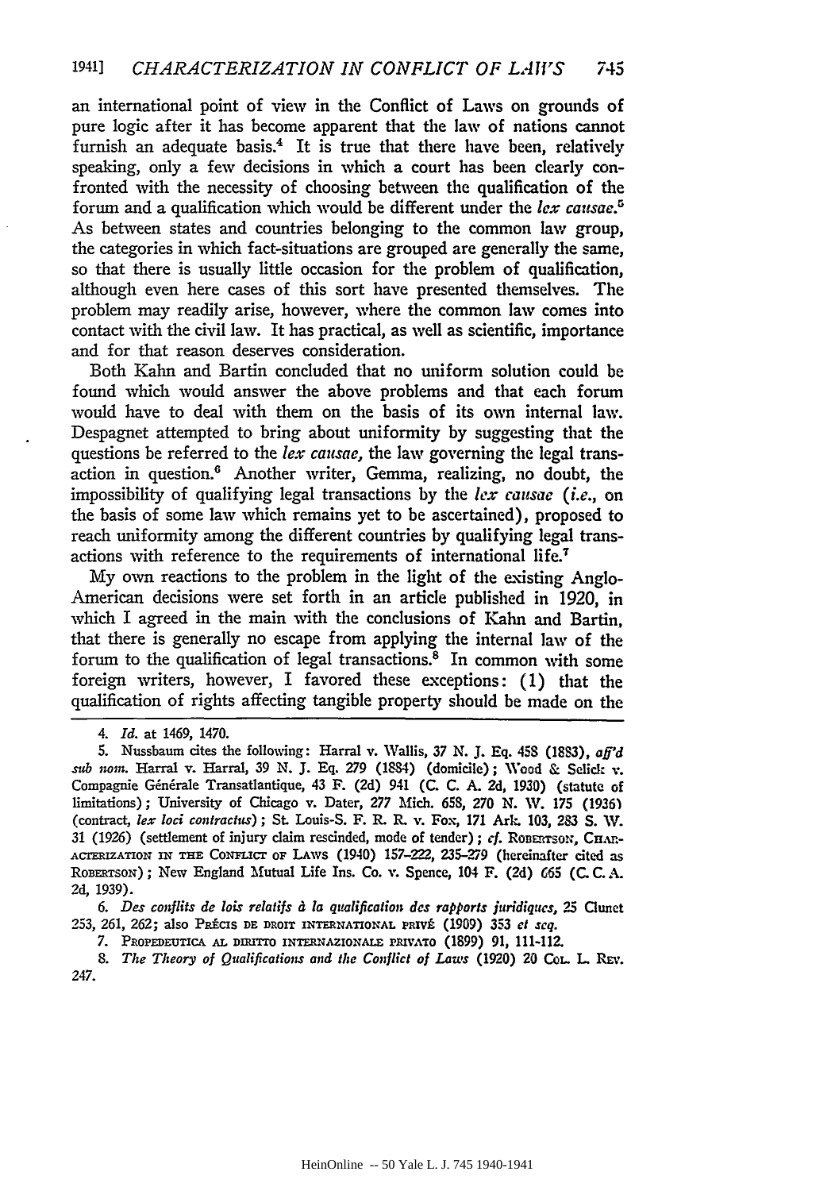an international point of view in the Conflict of Laws on grounds of pure logic after it has become apparent that the law of nations cannot furnish an adequate basis.[4] It is true that there have been, relatively speaking, only a few decisions in which a court has been clearly confronted with the necessity of choosing between the qualification of the forum and a qualification which would be different under the *lex causae*.[5] As between states and countries belonging to the common law group, the categories in which fact-situations are grouped are generally the same, so that there is usually little occasion for the problem of qualification, although even here cases of this sort have presented themselves. The problem may readily arise, however, where the common law comes into contact with the civil law. It has practical, as well as scientific, importance and for that reason deserves consideration.

Both Kahn and Bartin concluded that no uniform solution could be found which would answer the above problems and that each forum would have to deal with them on the basis of its own internal law. Despagnet attempted to bring about uniformity by suggesting that the questions be referred to the *lex causae*, the law governing the legal transaction in question.[6] Another writer, Gemma, realizing, no doubt, the impossibility of qualifying legal transactions by the *lex causae* (*i.e.*, on the basis of some law which remains yet to be ascertained), proposed to reach uniformity among the different countries by qualifying legal transactions with reference to the requirements of international life.[7]

My own reactions to the problem in the light of the existing Anglo-American decisions were set forth in an article published in 1920, in which I agreed in the main with the conclusions of Kahn and Bartin, that there is generally no escape from applying the internal law of the forum to the qualification of legal transactions.[8] In common with some foreign writers, however, I favored these exceptions: (1) that the qualification of rights affecting tangible property should be made on the

---

4. *Id.* at 1469, 1470.

5. Nussbaum cites the following: Harral v. Wallis, 37 N. J. Eq. 458 (1883), *aff'd sub nom.* Harral v. Harral, 39 N. J. Eq. 279 (1884) (domicile); Wood & Selick v. Compagnie Générale Transatlantique, 43 F. (2d) 941 (C. C. A. 2d, 1930) (statute of limitations); University of Chicago v. Dater, 277 Mich. 658, 270 N. W. 175 (1936) (contract, *lex loci contractus*); St. Louis-S. F. R. R. v. Fox, 171 Ark. 103, 283 S. W. 31 (1926) (settlement of injury claim rescinded, mode of tender); *cf.* ROBERTSON, CHARACTERIZATION IN THE CONFLICT OF LAWS (1940) 157-222, 235-279 (hereinafter cited as ROBERTSON); New England Mutual Life Ins. Co. v. Spence, 104 F. (2d) 665 (C. C. A. 2d, 1939).

6. *Des conflits de lois relatifs à la qualification des rapports juridiques*, 25 Clunet 253, 261, 262; also PRÉCIS DE DROIT INTERNATIONAL PRIVÉ (1909) 353 *et seq.*

7. PROPEDEUTICA AL DIRITTO INTERNAZIONALE PRIVATO (1899) 91, 111-112.

8. *The Theory of Qualifications and the Conflict of Laws* (1920) 20 COL. L. REV. 247.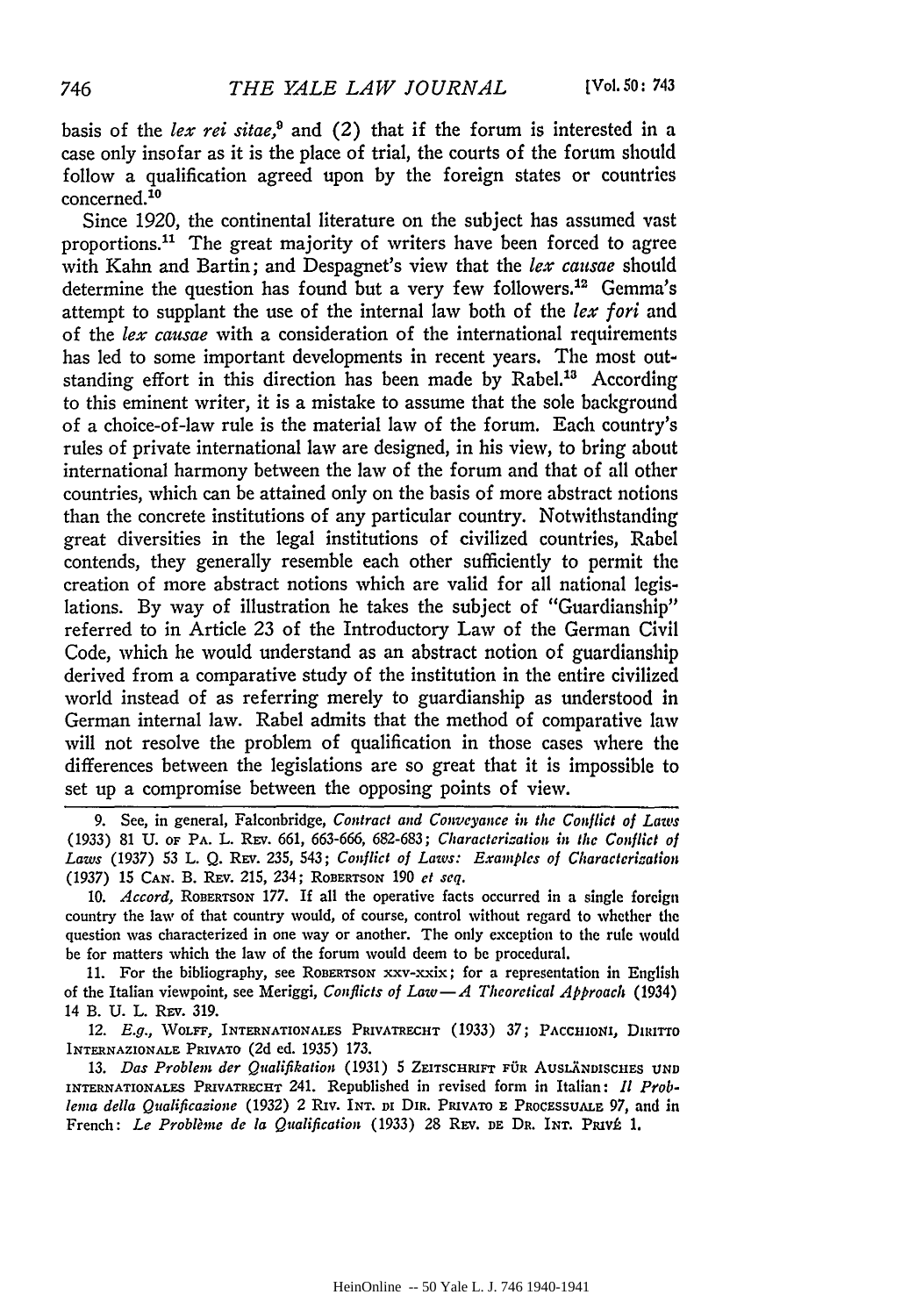basis of the *lex rei sitae*,[9] and (2) that if the forum is interested in a case only insofar as it is the place of trial, the courts of the forum should follow a qualification agreed upon by the foreign states or countries concerned.[10]

Since 1920, the continental literature on the subject has assumed vast proportions.[11] The great majority of writers have been forced to agree with Kahn and Bartin; and Despagnet's view that the *lex causae* should determine the question has found but a very few followers.[12] Gemma's attempt to supplant the use of the internal law both of the *lex fori* and of the *lex causae* with a consideration of the international requirements has led to some important developments in recent years. The most outstanding effort in this direction has been made by Rabel.[13] According to this eminent writer, it is a mistake to assume that the sole background of a choice-of-law rule is the material law of the forum. Each country's rules of private international law are designed, in his view, to bring about international harmony between the law of the forum and that of all other countries, which can be attained only on the basis of more abstract notions than the concrete institutions of any particular country. Notwithstanding great diversities in the legal institutions of civilized countries, Rabel contends, they generally resemble each other sufficiently to permit the creation of more abstract notions which are valid for all national legislations. By way of illustration he takes the subject of "Guardianship" referred to in Article 23 of the Introductory Law of the German Civil Code, which he would understand as an abstract notion of guardianship derived from a comparative study of the institution in the entire civilized world instead of as referring merely to guardianship as understood in German internal law. Rabel admits that the method of comparative law will not resolve the problem of qualification in those cases where the differences between the legislations are so great that it is impossible to set up a compromise between the opposing points of view.

---

9. See, in general, Falconbridge, *Contract and Conveyance in the Conflict of Laws* (1933) 81 U. of Pa. L. Rev. 661, 663-666, 682-683; *Characterization in the Conflict of Laws* (1937) 53 L. Q. Rev. 235, 543; *Conflict of Laws: Examples of Characterization* (1937) 15 Can. B. Rev. 215, 234; Robertson 190 *et seq.*

10. *Accord*, Robertson 177. If all the operative facts occurred in a single foreign country the law of that country would, of course, control without regard to whether the question was characterized in one way or another. The only exception to the rule would be for matters which the law of the forum would deem to be procedural.

11. For the bibliography, see Robertson xxv-xxix; for a representation in English of the Italian viewpoint, see Meriggi, *Conflicts of Law—A Theoretical Approach* (1934) 14 B. U. L. Rev. 319.

12. *E.g.*, Wolff, Internationales Privatrecht (1933) 37; Pacchioni, Diritto Internazionale Privato (2d ed. 1935) 173.

13. *Das Problem der Qualifikation* (1931) 5 Zeitschrift für Ausländisches und Internationales Privatrecht 241. Republished in revised form in Italian: *Il Problema della Qualificazione* (1932) 2 Riv. Int. di Dir. Privato e Processuale 97, and in French: *Le Problème de la Qualification* (1933) 28 Rev. de Dr. Int. Privé 1.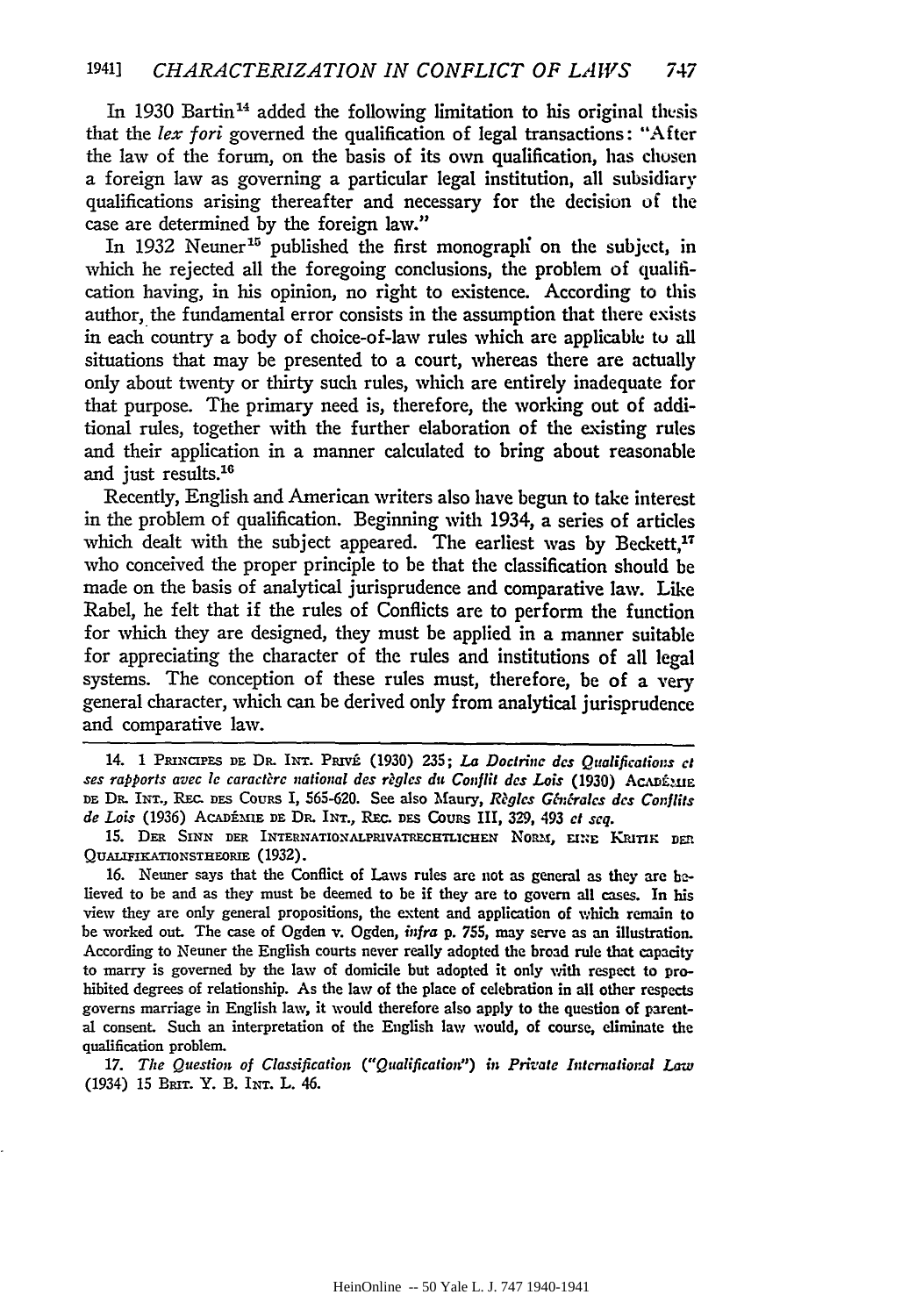In 1930 Bartin[14] added the following limitation to his original thesis that the *lex fori* governed the qualification of legal transactions: "After the law of the forum, on the basis of its own qualification, has chosen a foreign law as governing a particular legal institution, all subsidiary qualifications arising thereafter and necessary for the decision of the case are determined by the foreign law."

In 1932 Neuner[15] published the first monograph on the subject, in which he rejected all the foregoing conclusions, the problem of qualification having, in his opinion, no right to existence. According to this author, the fundamental error consists in the assumption that there exists in each country a body of choice-of-law rules which are applicable to all situations that may be presented to a court, whereas there are actually only about twenty or thirty such rules, which are entirely inadequate for that purpose. The primary need is, therefore, the working out of additional rules, together with the further elaboration of the existing rules and their application in a manner calculated to bring about reasonable and just results.[16]

Recently, English and American writers also have begun to take interest in the problem of qualification. Beginning with 1934, a series of articles which dealt with the subject appeared. The earliest was by Beckett,[17] who conceived the proper principle to be that the classification should be made on the basis of analytical jurisprudence and comparative law. Like Rabel, he felt that if the rules of Conflicts are to perform the function for which they are designed, they must be applied in a manner suitable for appreciating the character of the rules and institutions of all legal systems. The conception of these rules must, therefore, be of a very general character, which can be derived only from analytical jurisprudence and comparative law.

---

14. 1 Principes de Dr. Int. Privé (1930) 235; *La Doctrine des Qualifications et ses rapports avec le caractère national des règles du Conflit des Lois* (1930) Académie de Dr. Int., Rec. des Cours I, 565-620. See also Maury, *Règles Générales des Conflits de Lois* (1936) Académie de Dr. Int., Rec. des Cours III, 329, 493 *et seq.*

15. Der Sinn der Internationalprivatrechtlichen Norm, eine Kritik der Qualifikationstheorie (1932).

16. Neuner says that the Conflict of Laws rules are not as general as they are believed to be and as they must be deemed to be if they are to govern all cases. In his view they are only general propositions, the extent and application of which remain to be worked out. The case of Ogden v. Ogden, *infra* p. 755, may serve as an illustration. According to Neuner the English courts never really adopted the broad rule that capacity to marry is governed by the law of domicile but adopted it only with respect to prohibited degrees of relationship. As the law of the place of celebration in all other respects governs marriage in English law, it would therefore also apply to the question of parental consent. Such an interpretation of the English law would, of course, eliminate the qualification problem.

17. *The Question of Classification ("Qualification") in Private International Law* (1934) 15 Brit. Y. B. Int. L. 46.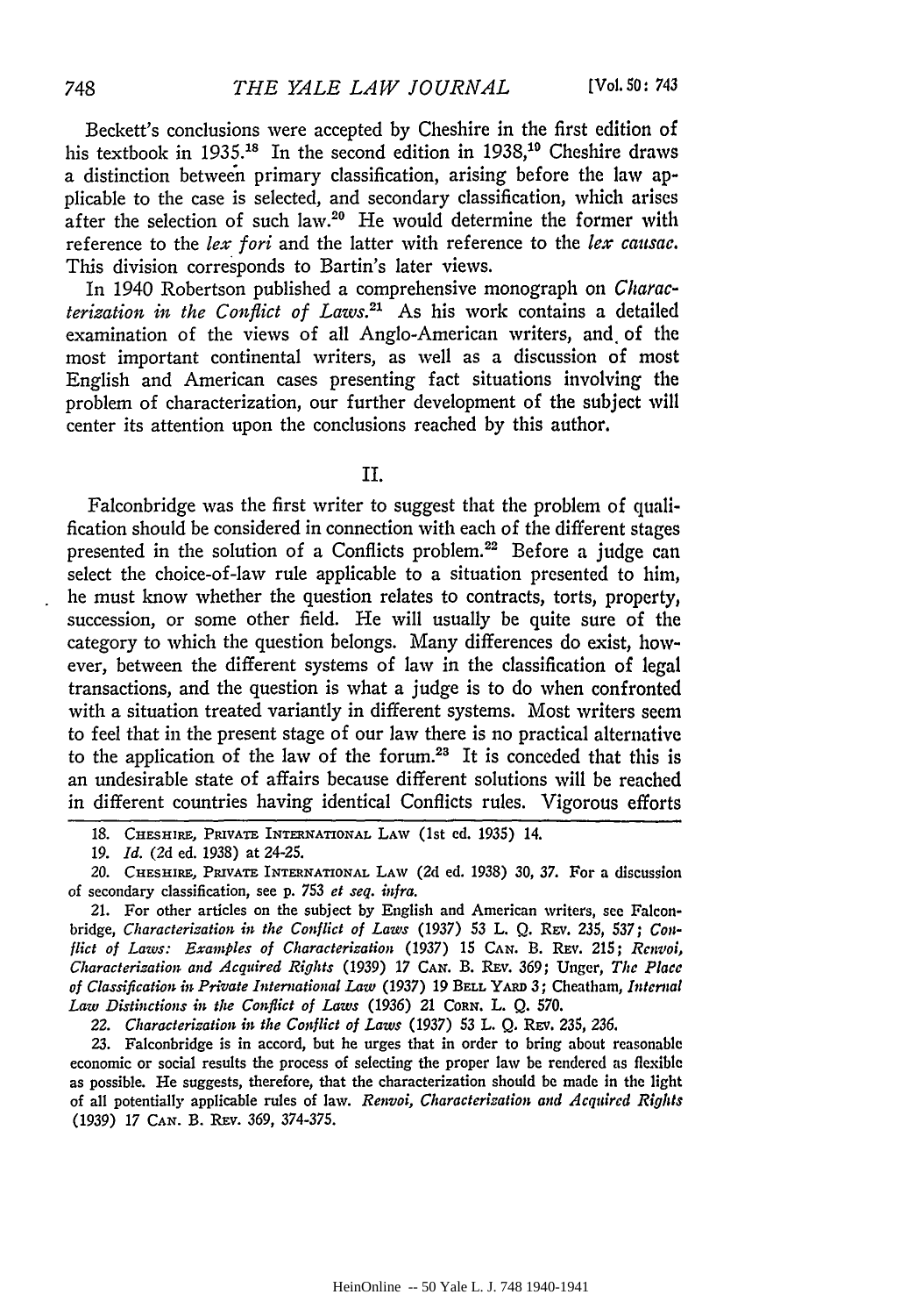Beckett's conclusions were accepted by Cheshire in the first edition of his textbook in 1935.[18] In the second edition in 1938,[19] Cheshire draws a distinction between primary classification, arising before the law applicable to the case is selected, and secondary classification, which arises after the selection of such law.[20] He would determine the former with reference to the *lex fori* and the latter with reference to the *lex causae*. This division corresponds to Bartin's later views.

In 1940 Robertson published a comprehensive monograph on *Characterization in the Conflict of Laws*.[21] As his work contains a detailed examination of the views of all Anglo-American writers, and of the most important continental writers, as well as a discussion of most English and American cases presenting fact situations involving the problem of characterization, our further development of the subject will center its attention upon the conclusions reached by this author.

## II.

Falconbridge was the first writer to suggest that the problem of qualification should be considered in connection with each of the different stages presented in the solution of a Conflicts problem.[22] Before a judge can select the choice-of-law rule applicable to a situation presented to him, he must know whether the question relates to contracts, torts, property, succession, or some other field. He will usually be quite sure of the category to which the question belongs. Many differences do exist, however, between the different systems of law in the classification of legal transactions, and the question is what a judge is to do when confronted with a situation treated variantly in different systems. Most writers seem to feel that in the present stage of our law there is no practical alternative to the application of the law of the forum.[23] It is conceded that this is an undesirable state of affairs because different solutions will be reached in different countries having identical Conflicts rules. Vigorous efforts

---

18. Cheshire, Private International Law (1st ed. 1935) 14.

19. *Id.* (2d ed. 1938) at 24-25.

20. Cheshire, Private International Law (2d ed. 1938) 30, 37. For a discussion of secondary classification, see p. 753 *et seq. infra*.

21. For other articles on the subject by English and American writers, see Falconbridge, *Characterization in the Conflict of Laws* (1937) 53 L. Q. Rev. 235, 537; *Conflict of Laws: Examples of Characterization* (1937) 15 Can. B. Rev. 215; *Renvoi, Characterization and Acquired Rights* (1939) 17 Can. B. Rev. 369; Unger, *The Place of Classification in Private International Law* (1937) 19 Bell Yard 3; Cheatham, *Internal Law Distinctions in the Conflict of Laws* (1936) 21 Corn. L. Q. 570.

22. *Characterization in the Conflict of Laws* (1937) 53 L. Q. Rev. 235, 236.

23. Falconbridge is in accord, but he urges that in order to bring about reasonable economic or social results the process of selecting the proper law be rendered as flexible as possible. He suggests, therefore, that the characterization should be made in the light of all potentially applicable rules of law. *Renvoi, Characterization and Acquired Rights* (1939) 17 Can. B. Rev. 369, 374-375.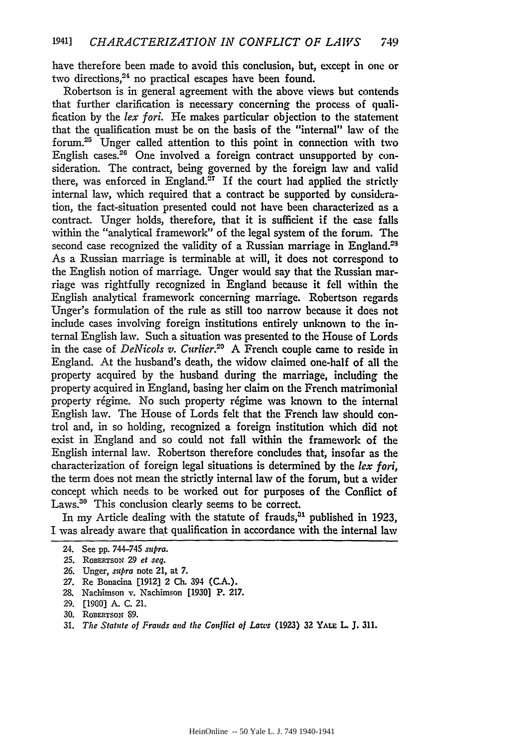have therefore been made to avoid this conclusion, but, except in one or two directions,[24] no practical escapes have been found.

Robertson is in general agreement with the above views but contends that further clarification is necessary concerning the process of qualification by the *lex fori.* He makes particular objection to the statement that the qualification must be on the basis of the "internal" law of the forum.[25] Unger called attention to this point in connection with two English cases.[26] One involved a foreign contract unsupported by consideration. The contract, being governed by the foreign law and valid there, was enforced in England.[27] If the court had applied the strictly internal law, which required that a contract be supported by consideration, the fact-situation presented could not have been characterized as a contract. Unger holds, therefore, that it is sufficient if the case falls within the "analytical framework" of the legal system of the forum. The second case recognized the validity of a Russian marriage in England.[28] As a Russian marriage is terminable at will, it does not correspond to the English notion of marriage. Unger would say that the Russian marriage was rightfully recognized in England because it fell within the English analytical framework concerning marriage. Robertson regards Unger's formulation of the rule as still too narrow because it does not include cases involving foreign institutions entirely unknown to the internal English law. Such a situation was presented to the House of Lords in the case of *DeNicols v. Curlier.*[29] A French couple came to reside in England. At the husband's death, the widow claimed one-half of all the property acquired by the husband during the marriage, including the property acquired in England, basing her claim on the French matrimonial property régime. No such property régime was known to the internal English law. The House of Lords felt that the French law should control and, in so holding, recognized a foreign institution which did not exist in England and so could not fall within the framework of the English internal law. Robertson therefore concludes that, insofar as the characterization of foreign legal situations is determined by the *lex fori,* the term does not mean the strictly internal law of the forum, but a wider concept which needs to be worked out for purposes of the Conflict of Laws.[30] This conclusion clearly seems to be correct.

In my Article dealing with the statute of frauds,[31] published in 1923, I was already aware that qualification in accordance with the internal law

---

24. See pp. 744–745 *supra.*

25. ROBERTSON 29 *et seq.*

26. Unger, *supra* note 21, at 7.

27. Re Bonacina [1912] 2 Ch. 394 (C.A.).

28. Nachimson v. Nachimson [1930] P. 217.

29. [1900] A. C. 21.

30. ROBERTSON 89.

31. *The Statute of Frauds and the Conflict of Laws* (1923) 32 YALE L. J. 311.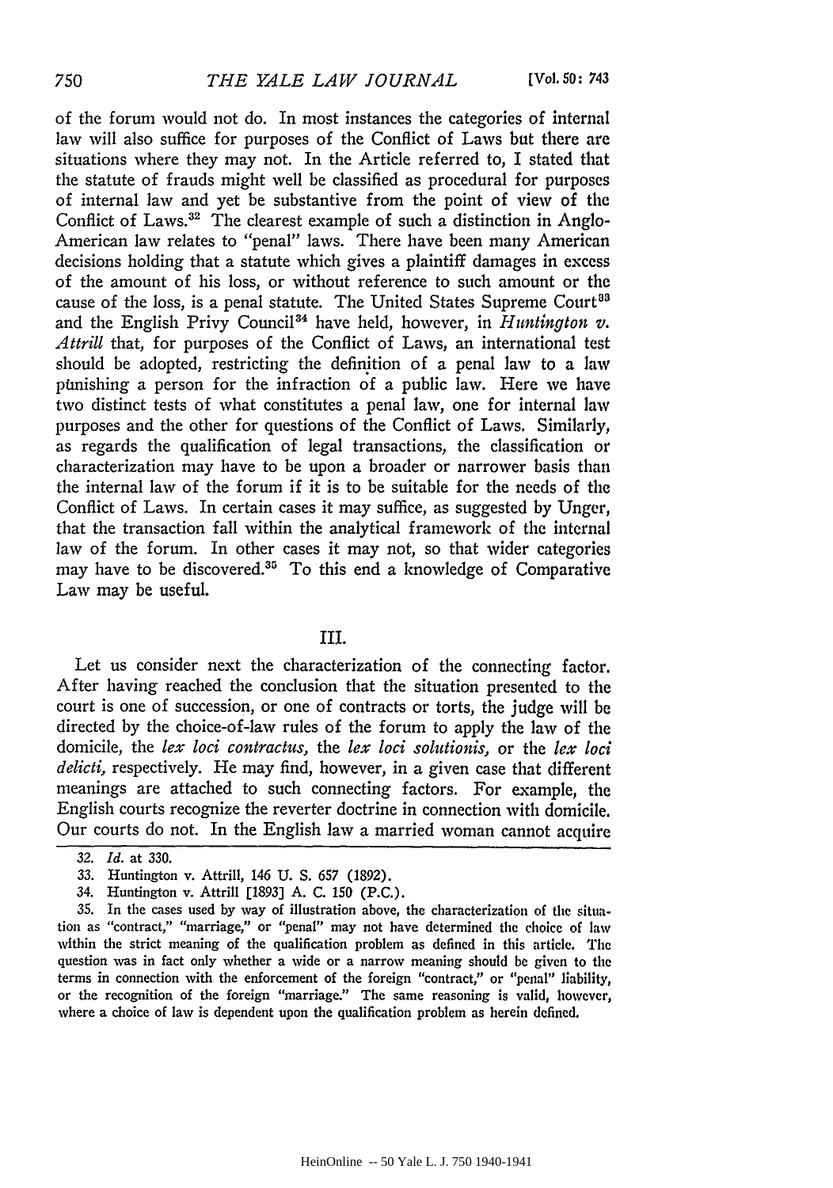of the forum would not do. In most instances the categories of internal law will also suffice for purposes of the Conflict of Laws but there are situations where they may not. In the Article referred to, I stated that the statute of frauds might well be classified as procedural for purposes of internal law and yet be substantive from the point of view of the Conflict of Laws.[32] The clearest example of such a distinction in Anglo-American law relates to "penal" laws. There have been many American decisions holding that a statute which gives a plaintiff damages in excess of the amount of his loss, or without reference to such amount or the cause of the loss, is a penal statute. The United States Supreme Court[33] and the English Privy Council[34] have held, however, in *Huntington v. Attrill* that, for purposes of the Conflict of Laws, an international test should be adopted, restricting the definition of a penal law to a law punishing a person for the infraction of a public law. Here we have two distinct tests of what constitutes a penal law, one for internal law purposes and the other for questions of the Conflict of Laws. Similarly, as regards the qualification of legal transactions, the classification or characterization may have to be upon a broader or narrower basis than the internal law of the forum if it is to be suitable for the needs of the Conflict of Laws. In certain cases it may suffice, as suggested by Unger, that the transaction fall within the analytical framework of the internal law of the forum. In other cases it may not, so that wider categories may have to be discovered.[35] To this end a knowledge of Comparative Law may be useful.

## III.

Let us consider next the characterization of the connecting factor. After having reached the conclusion that the situation presented to the court is one of succession, or one of contracts or torts, the judge will be directed by the choice-of-law rules of the forum to apply the law of the domicile, the *lex loci contractus*, the *lex loci solutionis*, or the *lex loci delicti*, respectively. He may find, however, in a given case that different meanings are attached to such connecting factors. For example, the English courts recognize the reverter doctrine in connection with domicile. Our courts do not. In the English law a married woman cannot acquire

---

32. *Id.* at 330.

33. Huntington v. Attrill, 146 U. S. 657 (1892).

34. Huntington v. Attrill [1893] A. C. 150 (P.C.).

35. In the cases used by way of illustration above, the characterization of the situation as "contract," "marriage," or "penal" may not have determined the choice of law within the strict meaning of the qualification problem as defined in this article. The question was in fact only whether a wide or a narrow meaning should be given to the terms in connection with the enforcement of the foreign "contract," or "penal" liability, or the recognition of the foreign "marriage." The same reasoning is valid, however, where a choice of law is dependent upon the qualification problem as herein defined.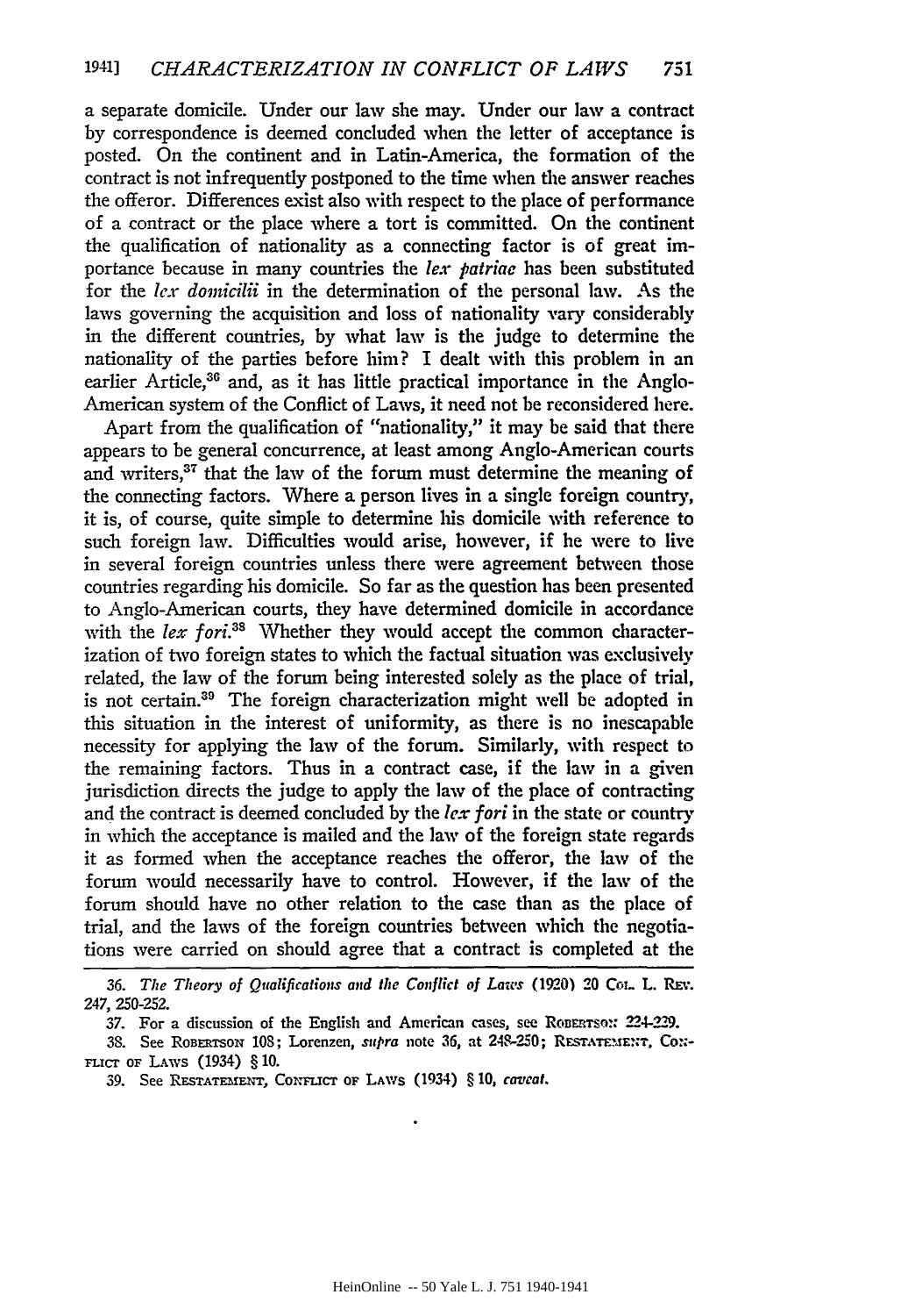a separate domicile. Under our law she may. Under our law a contract by correspondence is deemed concluded when the letter of acceptance is posted. On the continent and in Latin-America, the formation of the contract is not infrequently postponed to the time when the answer reaches the offeror. Differences exist also with respect to the place of performance of a contract or the place where a tort is committed. On the continent the qualification of nationality as a connecting factor is of great importance because in many countries the *lex patriae* has been substituted for the *lex domicilii* in the determination of the personal law. As the laws governing the acquisition and loss of nationality vary considerably in the different countries, by what law is the judge to determine the nationality of the parties before him? I dealt with this problem in an earlier Article,[36] and, as it has little practical importance in the Anglo-American system of the Conflict of Laws, it need not be reconsidered here.

Apart from the qualification of "nationality," it may be said that there appears to be general concurrence, at least among Anglo-American courts and writers,[37] that the law of the forum must determine the meaning of the connecting factors. Where a person lives in a single foreign country, it is, of course, quite simple to determine his domicile with reference to such foreign law. Difficulties would arise, however, if he were to live in several foreign countries unless there were agreement between those countries regarding his domicile. So far as the question has been presented to Anglo-American courts, they have determined domicile in accordance with the *lex fori*.[38] Whether they would accept the common characterization of two foreign states to which the factual situation was exclusively related, the law of the forum being interested solely as the place of trial, is not certain.[39] The foreign characterization might well be adopted in this situation in the interest of uniformity, as there is no inescapable necessity for applying the law of the forum. Similarly, with respect to the remaining factors. Thus in a contract case, if the law in a given jurisdiction directs the judge to apply the law of the place of contracting and the contract is deemed concluded by the *lex fori* in the state or country in which the acceptance is mailed and the law of the foreign state regards it as formed when the acceptance reaches the offeror, the law of the forum would necessarily have to control. However, if the law of the forum should have no other relation to the case than as the place of trial, and the laws of the foreign countries between which the negotiations were carried on should agree that a contract is completed at the

---

36. *The Theory of Qualifications and the Conflict of Laws* (1920) 20 Col. L. Rev. 247, 250-252.

37. For a discussion of the English and American cases, see Robertson 224-229.

38. See Robertson 108; Lorenzen, *supra* note 36, at 248-250; Restatement, Conflict of Laws (1934) § 10.

39. See Restatement, Conflict of Laws (1934) § 10, *caveat*.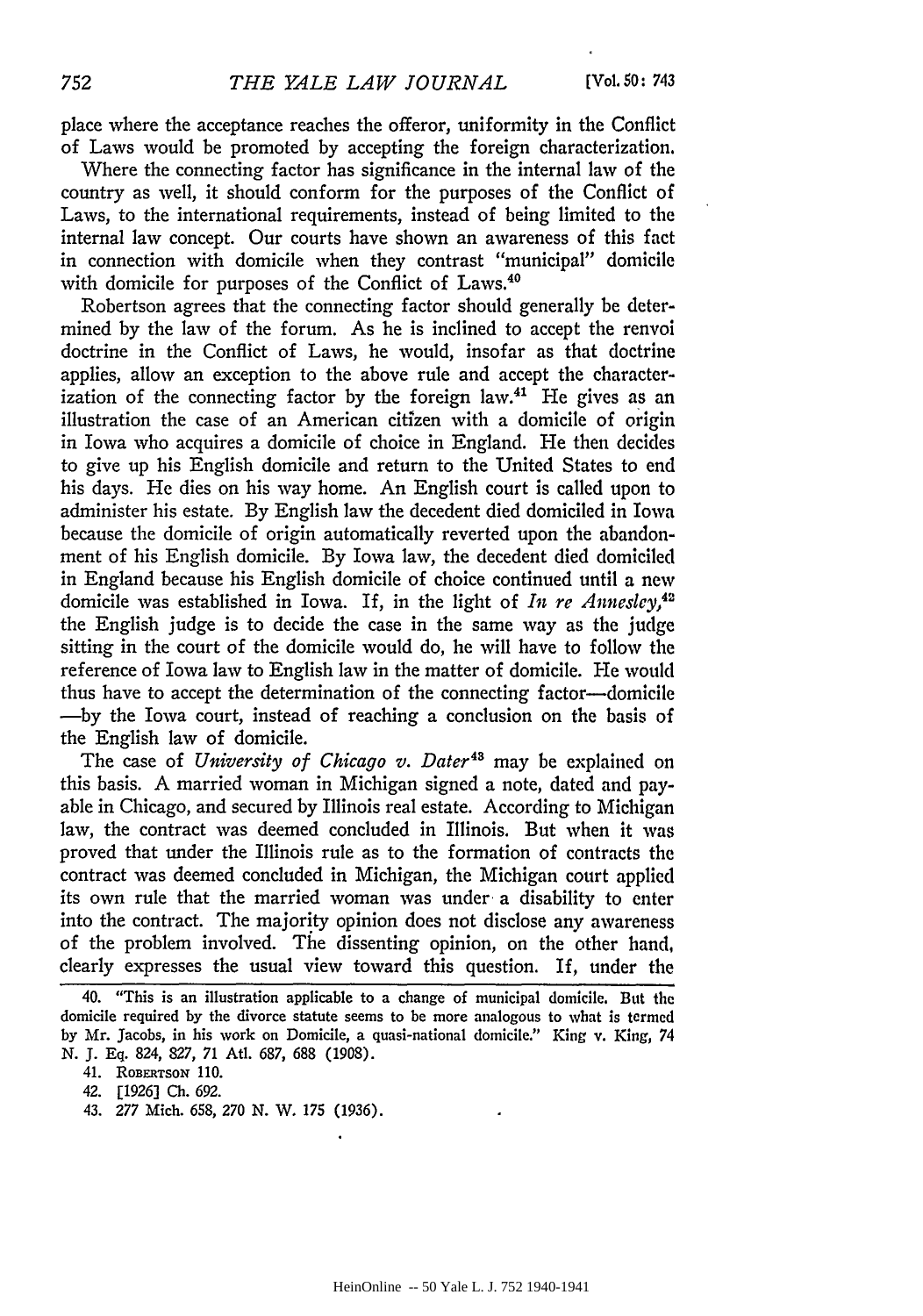place where the acceptance reaches the offeror, uniformity in the Conflict of Laws would be promoted by accepting the foreign characterization.

Where the connecting factor has significance in the internal law of the country as well, it should conform for the purposes of the Conflict of Laws, to the international requirements, instead of being limited to the internal law concept. Our courts have shown an awareness of this fact in connection with domicile when they contrast "municipal" domicile with domicile for purposes of the Conflict of Laws.[40]

Robertson agrees that the connecting factor should generally be determined by the law of the forum. As he is inclined to accept the renvoi doctrine in the Conflict of Laws, he would, insofar as that doctrine applies, allow an exception to the above rule and accept the characterization of the connecting factor by the foreign law.[41] He gives as an illustration the case of an American citizen with a domicile of origin in Iowa who acquires a domicile of choice in England. He then decides to give up his English domicile and return to the United States to end his days. He dies on his way home. An English court is called upon to administer his estate. By English law the decedent died domiciled in Iowa because the domicile of origin automatically reverted upon the abandonment of his English domicile. By Iowa law, the decedent died domiciled in England because his English domicile of choice continued until a new domicile was established in Iowa. If, in the light of *In re Annesley*,[42] the English judge is to decide the case in the same way as the judge sitting in the court of the domicile would do, he will have to follow the reference of Iowa law to English law in the matter of domicile. He would thus have to accept the determination of the connecting factor—domicile—by the Iowa court, instead of reaching a conclusion on the basis of the English law of domicile.

The case of *University of Chicago v. Dater*[43] may be explained on this basis. A married woman in Michigan signed a note, dated and payable in Chicago, and secured by Illinois real estate. According to Michigan law, the contract was deemed concluded in Illinois. But when it was proved that under the Illinois rule as to the formation of contracts the contract was deemed concluded in Michigan, the Michigan court applied its own rule that the married woman was under a disability to enter into the contract. The majority opinion does not disclose any awareness of the problem involved. The dissenting opinion, on the other hand, clearly expresses the usual view toward this question. If, under the

---

40. "This is an illustration applicable to a change of municipal domicile. But the domicile required by the divorce statute seems to be more analogous to what is termed by Mr. Jacobs, in his work on Domicile, a quasi-national domicile." King v. King, 74 N. J. Eq. 824, 827, 71 Atl. 687, 688 (1908).

41. ROBERTSON 110.

42. [1926] Ch. 692.

43. 277 Mich. 658, 270 N. W. 175 (1936).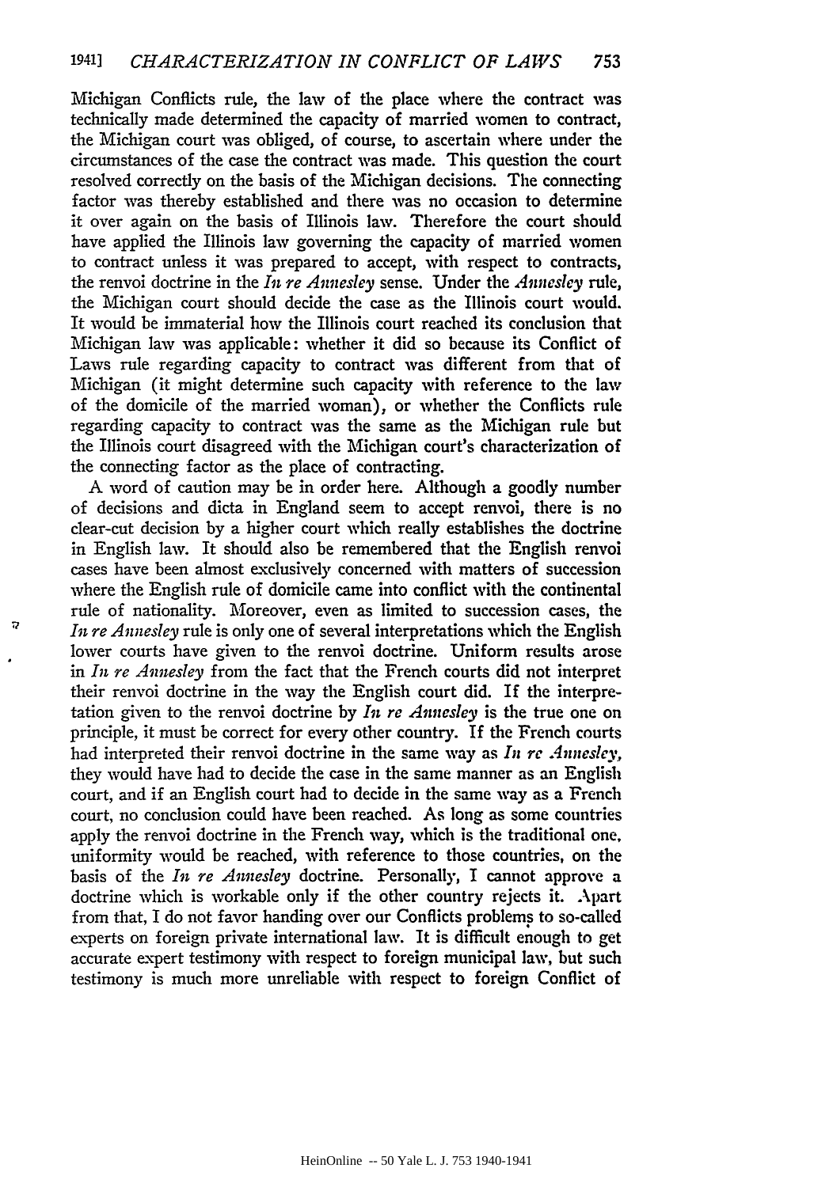Michigan Conflicts rule, the law of the place where the contract was technically made determined the capacity of married women to contract, the Michigan court was obliged, of course, to ascertain where under the circumstances of the case the contract was made. This question the court resolved correctly on the basis of the Michigan decisions. The connecting factor was thereby established and there was no occasion to determine it over again on the basis of Illinois law. Therefore the court should have applied the Illinois law governing the capacity of married women to contract unless it was prepared to accept, with respect to contracts, the renvoi doctrine in the *In re Annesley* sense. Under the *Annesley* rule, the Michigan court should decide the case as the Illinois court would. It would be immaterial how the Illinois court reached its conclusion that Michigan law was applicable: whether it did so because its Conflict of Laws rule regarding capacity to contract was different from that of Michigan (it might determine such capacity with reference to the law of the domicile of the married woman), or whether the Conflicts rule regarding capacity to contract was the same as the Michigan rule but the Illinois court disagreed with the Michigan court's characterization of the connecting factor as the place of contracting.

A word of caution may be in order here. Although a goodly number of decisions and dicta in England seem to accept renvoi, there is no clear-cut decision by a higher court which really establishes the doctrine in English law. It should also be remembered that the English renvoi cases have been almost exclusively concerned with matters of succession where the English rule of domicile came into conflict with the continental rule of nationality. Moreover, even as limited to succession cases, the *In re Annesley* rule is only one of several interpretations which the English lower courts have given to the renvoi doctrine. Uniform results arose in *In re Annesley* from the fact that the French courts did not interpret their renvoi doctrine in the way the English court did. If the interpretation given to the renvoi doctrine by *In re Annesley* is the true one on principle, it must be correct for every other country. If the French courts had interpreted their renvoi doctrine in the same way as *In re Annesley*, they would have had to decide the case in the same manner as an English court, and if an English court had to decide in the same way as a French court, no conclusion could have been reached. As long as some countries apply the renvoi doctrine in the French way, which is the traditional one, uniformity would be reached, with reference to those countries, on the basis of the *In re Annesley* doctrine. Personally, I cannot approve a doctrine which is workable only if the other country rejects it. Apart from that, I do not favor handing over our Conflicts problems to so-called experts on foreign private international law. It is difficult enough to get accurate expert testimony with respect to foreign municipal law, but such testimony is much more unreliable with respect to foreign Conflict of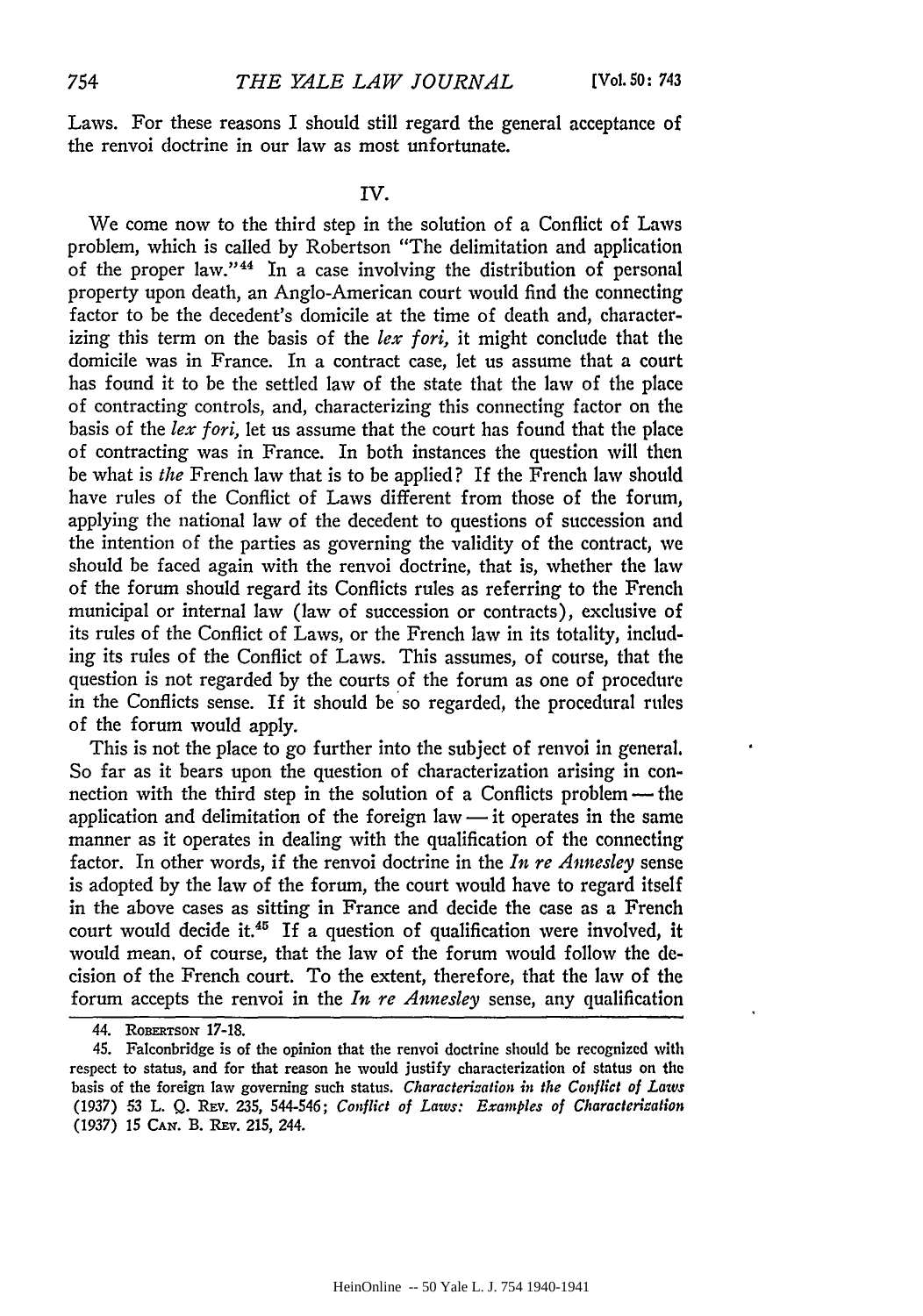Laws. For these reasons I should still regard the general acceptance of the renvoi doctrine in our law as most unfortunate.

## IV.

We come now to the third step in the solution of a Conflict of Laws problem, which is called by Robertson "The delimitation and application of the proper law."[44] In a case involving the distribution of personal property upon death, an Anglo-American court would find the connecting factor to be the decedent's domicile at the time of death and, characterizing this term on the basis of the *lex fori*, it might conclude that the domicile was in France. In a contract case, let us assume that a court has found it to be the settled law of the state that the law of the place of contracting controls, and, characterizing this connecting factor on the basis of the *lex fori*, let us assume that the court has found that the place of contracting was in France. In both instances the question will then be what is *the* French law that is to be applied? If the French law should have rules of the Conflict of Laws different from those of the forum, applying the national law of the decedent to questions of succession and the intention of the parties as governing the validity of the contract, we should be faced again with the renvoi doctrine, that is, whether the law of the forum should regard its Conflicts rules as referring to the French municipal or internal law (law of succession or contracts), exclusive of its rules of the Conflict of Laws, or the French law in its totality, including its rules of the Conflict of Laws. This assumes, of course, that the question is not regarded by the courts of the forum as one of procedure in the Conflicts sense. If it should be so regarded, the procedural rules of the forum would apply.

This is not the place to go further into the subject of renvoi in general. So far as it bears upon the question of characterization arising in connection with the third step in the solution of a Conflicts problem — the application and delimitation of the foreign law — it operates in the same manner as it operates in dealing with the qualification of the connecting factor. In other words, if the renvoi doctrine in the *In re Annesley* sense is adopted by the law of the forum, the court would have to regard itself in the above cases as sitting in France and decide the case as a French court would decide it.[45] If a question of qualification were involved, it would mean, of course, that the law of the forum would follow the decision of the French court. To the extent, therefore, that the law of the forum accepts the renvoi in the *In re Annesley* sense, any qualification

---

44. ROBERTSON 17-18.

45. Falconbridge is of the opinion that the renvoi doctrine should be recognized with respect to status, and for that reason he would justify characterization of status on the basis of the foreign law governing such status. *Characterization in the Conflict of Laws* (1937) 53 L. Q. REV. 235, 544-546; *Conflict of Laws: Examples of Characterization* (1937) 15 CAN. B. REV. 215, 244.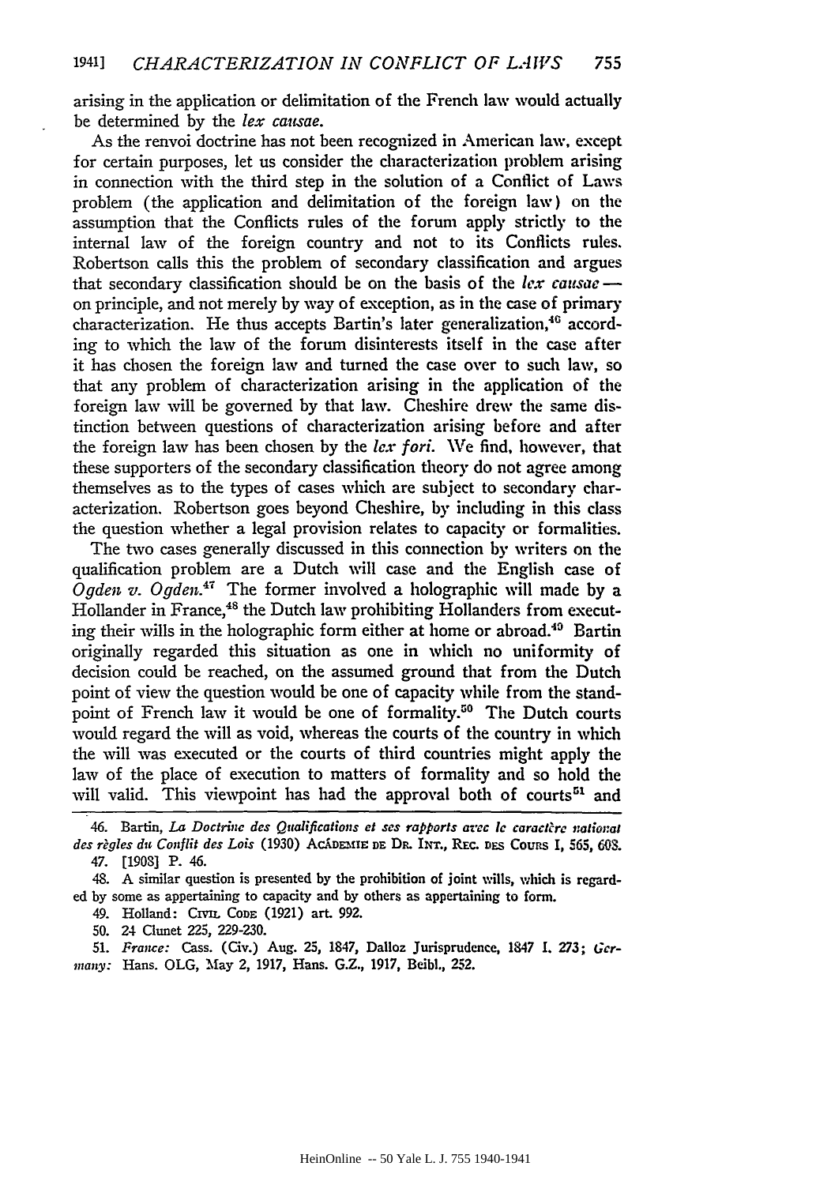arising in the application or delimitation of the French law would actually be determined by the *lex causae*.

As the renvoi doctrine has not been recognized in American law, except for certain purposes, let us consider the characterization problem arising in connection with the third step in the solution of a Conflict of Laws problem (the application and delimitation of the foreign law) on the assumption that the Conflicts rules of the forum apply strictly to the internal law of the foreign country and not to its Conflicts rules. Robertson calls this the problem of secondary classification and argues that secondary classification should be on the basis of the *lex causae* — on principle, and not merely by way of exception, as in the case of primary characterization. He thus accepts Bartin's later generalization,[46] according to which the law of the forum disinterests itself in the case after it has chosen the foreign law and turned the case over to such law, so that any problem of characterization arising in the application of the foreign law will be governed by that law. Cheshire drew the same distinction between questions of characterization arising before and after the foreign law has been chosen by the *lex fori*. We find, however, that these supporters of the secondary classification theory do not agree among themselves as to the types of cases which are subject to secondary characterization. Robertson goes beyond Cheshire, by including in this class the question whether a legal provision relates to capacity or formalities.

The two cases generally discussed in this connection by writers on the qualification problem are a Dutch will case and the English case of *Ogden v. Ogden*.[47] The former involved a holographic will made by a Hollander in France,[48] the Dutch law prohibiting Hollanders from executing their wills in the holographic form either at home or abroad.[49] Bartin originally regarded this situation as one in which no uniformity of decision could be reached, on the assumed ground that from the Dutch point of view the question would be one of capacity while from the standpoint of French law it would be one of formality.[50] The Dutch courts would regard the will as void, whereas the courts of the country in which the will was executed or the courts of third countries might apply the law of the place of execution to matters of formality and so hold the will valid. This viewpoint has had the approval both of courts[51] and

---

46. Bartin, *La Doctrine des Qualifications et ses rapports avec le caractère national des règles du Conflit des Lois* (1930) ACADEMIE DE DR. INT., REC. DES COURS I, 565, 608.

47. [1908] P. 46.

48. A similar question is presented by the prohibition of joint wills, which is regarded by some as appertaining to capacity and by others as appertaining to form.

49. Holland: CIVIL CODE (1921) art. 992.

50. 24 Clunet 225, 229-230.

51. *France:* Cass. (Civ.) Aug. 25, 1847, Dalloz Jurisprudence, 1847 I. 273; *Germany:* Hans. OLG, May 2, 1917, Hans. G.Z., 1917, Beibl., 252.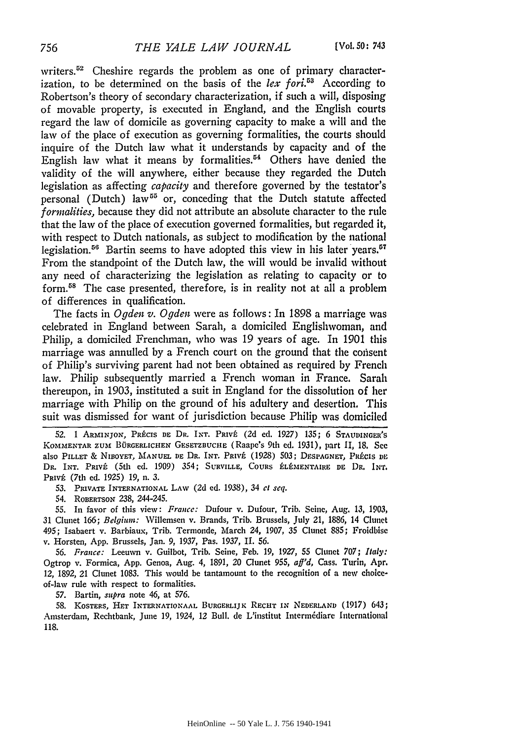writers.[52] Cheshire regards the problem as one of primary characterization, to be determined on the basis of the *lex fori*.[53] According to Robertson's theory of secondary characterization, if such a will, disposing of movable property, is executed in England, and the English courts regard the law of domicile as governing capacity to make a will and the law of the place of execution as governing formalities, the courts should inquire of the Dutch law what it understands by capacity and of the English law what it means by formalities.[54] Others have denied the validity of the will anywhere, either because they regarded the Dutch legislation as affecting *capacity* and therefore governed by the testator's personal (Dutch) law[55] or, conceding that the Dutch statute affected *formalities*, because they did not attribute an absolute character to the rule that the law of the place of execution governed formalities, but regarded it, with respect to Dutch nationals, as subject to modification by the national legislation.[56] Bartin seems to have adopted this view in his later years.[57] From the standpoint of the Dutch law, the will would be invalid without any need of characterizing the legislation as relating to capacity or to form.[58] The case presented, therefore, is in reality not at all a problem of differences in qualification.

The facts in *Ogden v. Ogden* were as follows: In 1898 a marriage was celebrated in England between Sarah, a domiciled Englishwoman, and Philip, a domiciled Frenchman, who was 19 years of age. In 1901 this marriage was annulled by a French court on the ground that the consent of Philip's surviving parent had not been obtained as required by French law. Philip subsequently married a French woman in France. Sarah thereupon, in 1903, instituted a suit in England for the dissolution of her marriage with Philip on the ground of his adultery and desertion. This suit was dismissed for want of jurisdiction because Philip was domiciled

---

52. 1 ARMINJON, PRÉCIS DE DR. INT. PRIVÉ (2d ed. 1927) 135; 6 STAUDINGER'S KOMMENTAR ZUM BÜRGERLICHEN GESETZBUCHE (Raape's 9th ed. 1931), part II, 18. See also PILLET & NIBOYET, MANUEL DE DR. INT. PRIVÉ (1928) 503; DESPAGNET, PRÉCIS DE DR. INT. PRIVÉ (5th ed. 1909) 354; SURVILLE, COURS ÉLÉMENTAIRE DE DR. INT. PRIVÉ (7th ed. 1925) 19, n. 3.

53. PRIVATE INTERNATIONAL LAW (2d ed. 1938), 34 *et seq.*

54. ROBERTSON 238, 244-245.

55. In favor of this view: *France:* Dufour v. Dufour, Trib. Seine, Aug. 13, 1903, 31 Clunet 166; *Belgium:* Willemsen v. Brands, Trib. Brussels, July 21, 1886, 14 Clunet 495; Isabaert v. Barbiaux, Trib. Termonde, March 24, 1907, 35 Clunet 885; Froidbise v. Horsten, App. Brussels, Jan. 9, 1937, Pas. 1937, II. 56.

56. *France:* Leeuwn v. Guilbot, Trib. Seine, Feb. 19, 1927, 55 Clunet 707; *Italy:* Ogtrop v. Formica, App. Genoa, Aug. 4, 1891, 20 Clunet 955, *aff'd*, Cass. Turin, Apr. 12, 1892, 21 Clunet 1083. This would be tantamount to the recognition of a new choice-of-law rule with respect to formalities.

57. Bartin, *supra* note 46, at 576.

58. KOSTERS, HET INTERNATIONAAL BURGERLIJK RECHT IN NEDERLAND (1917) 643; Amsterdam, Rechtbank, June 19, 1924, 12 Bull. de L'institut Intermédiare International 118.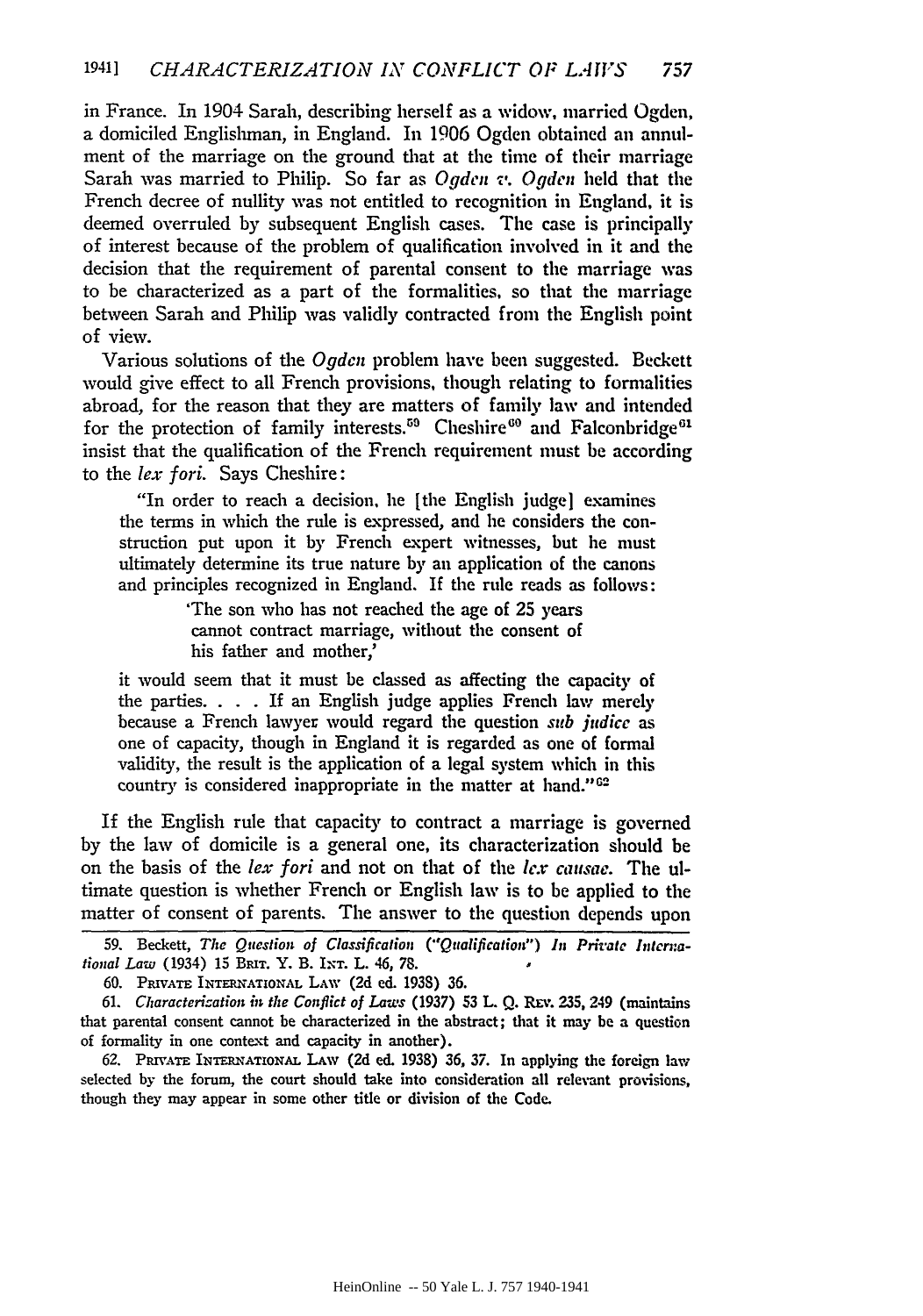in France. In 1904 Sarah, describing herself as a widow, married Ogden, a domiciled Englishman, in England. In 1906 Ogden obtained an annulment of the marriage on the ground that at the time of their marriage Sarah was married to Philip. So far as *Ogden v. Ogden* held that the French decree of nullity was not entitled to recognition in England, it is deemed overruled by subsequent English cases. The case is principally of interest because of the problem of qualification involved in it and the decision that the requirement of parental consent to the marriage was to be characterized as a part of the formalities, so that the marriage between Sarah and Philip was validly contracted from the English point of view.

Various solutions of the *Ogden* problem have been suggested. Beckett would give effect to all French provisions, though relating to formalities abroad, for the reason that they are matters of family law and intended for the protection of family interests.[59] Cheshire[60] and Falconbridge[61] insist that the qualification of the French requirement must be according to the *lex fori*. Says Cheshire:

> "In order to reach a decision, he [the English judge] examines the terms in which the rule is expressed, and he considers the construction put upon it by French expert witnesses, but he must ultimately determine its true nature by an application of the canons and principles recognized in England. If the rule reads as follows:
>
> > 'The son who has not reached the age of 25 years cannot contract marriage, without the consent of his father and mother,'
>
> it would seem that it must be classed as affecting the capacity of the parties. . . . If an English judge applies French law merely because a French lawyer would regard the question *sub judice* as one of capacity, though in England it is regarded as one of formal validity, the result is the application of a legal system which in this country is considered inappropriate in the matter at hand."[62]

If the English rule that capacity to contract a marriage is governed by the law of domicile is a general one, its characterization should be on the basis of the *lex fori* and not on that of the *lex causae*. The ultimate question is whether French or English law is to be applied to the matter of consent of parents. The answer to the question depends upon

59. Beckett, *The Question of Classification ("Qualification") In Private International Law* (1934) 15 BRIT. Y. B. INT. L. 46, 78.

60. PRIVATE INTERNATIONAL LAW (2d ed. 1938) 36.

61. *Characterization in the Conflict of Laws* (1937) 53 L. Q. REV. 235, 249 (maintains that parental consent cannot be characterized in the abstract; that it may be a question of formality in one context and capacity in another).

62. PRIVATE INTERNATIONAL LAW (2d ed. 1938) 36, 37. In applying the foreign law selected by the forum, the court should take into consideration all relevant provisions, though they may appear in some other title or division of the Code.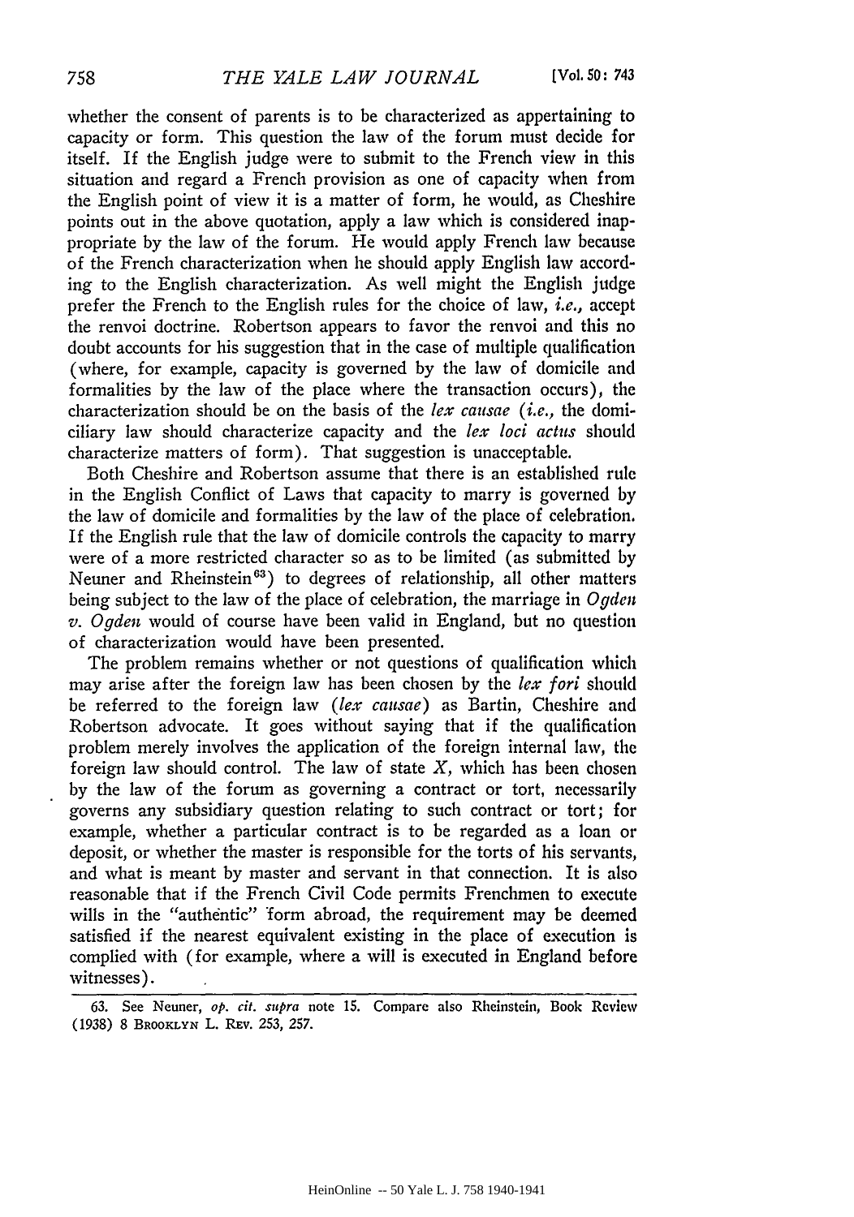whether the consent of parents is to be characterized as appertaining to capacity or form. This question the law of the forum must decide for itself. If the English judge were to submit to the French view in this situation and regard a French provision as one of capacity when from the English point of view it is a matter of form, he would, as Cheshire points out in the above quotation, apply a law which is considered inappropriate by the law of the forum. He would apply French law because of the French characterization when he should apply English law according to the English characterization. As well might the English judge prefer the French to the English rules for the choice of law, *i.e.*, accept the renvoi doctrine. Robertson appears to favor the renvoi and this no doubt accounts for his suggestion that in the case of multiple qualification (where, for example, capacity is governed by the law of domicile and formalities by the law of the place where the transaction occurs), the characterization should be on the basis of the *lex causae* (*i.e.*, the domiciliary law should characterize capacity and the *lex loci actus* should characterize matters of form). That suggestion is unacceptable.

Both Cheshire and Robertson assume that there is an established rule in the English Conflict of Laws that capacity to marry is governed by the law of domicile and formalities by the law of the place of celebration. If the English rule that the law of domicile controls the capacity to marry were of a more restricted character so as to be limited (as submitted by Neuner and Rheinstein[63]) to degrees of relationship, all other matters being subject to the law of the place of celebration, the marriage in *Ogden v. Ogden* would of course have been valid in England, but no question of characterization would have been presented.

The problem remains whether or not questions of qualification which may arise after the foreign law has been chosen by the *lex fori* should be referred to the foreign law (*lex causae*) as Bartin, Cheshire and Robertson advocate. It goes without saying that if the qualification problem merely involves the application of the foreign internal law, the foreign law should control. The law of state *X*, which has been chosen by the law of the forum as governing a contract or tort, necessarily governs any subsidiary question relating to such contract or tort; for example, whether a particular contract is to be regarded as a loan or deposit, or whether the master is responsible for the torts of his servants, and what is meant by master and servant in that connection. It is also reasonable that if the French Civil Code permits Frenchmen to execute wills in the "authentic" form abroad, the requirement may be deemed satisfied if the nearest equivalent existing in the place of execution is complied with (for example, where a will is executed in England before witnesses).

---

63. See Neuner, *op. cit. supra* note 15. Compare also Rheinstein, Book Review (1938) 8 BROOKLYN L. REV. 253, 257.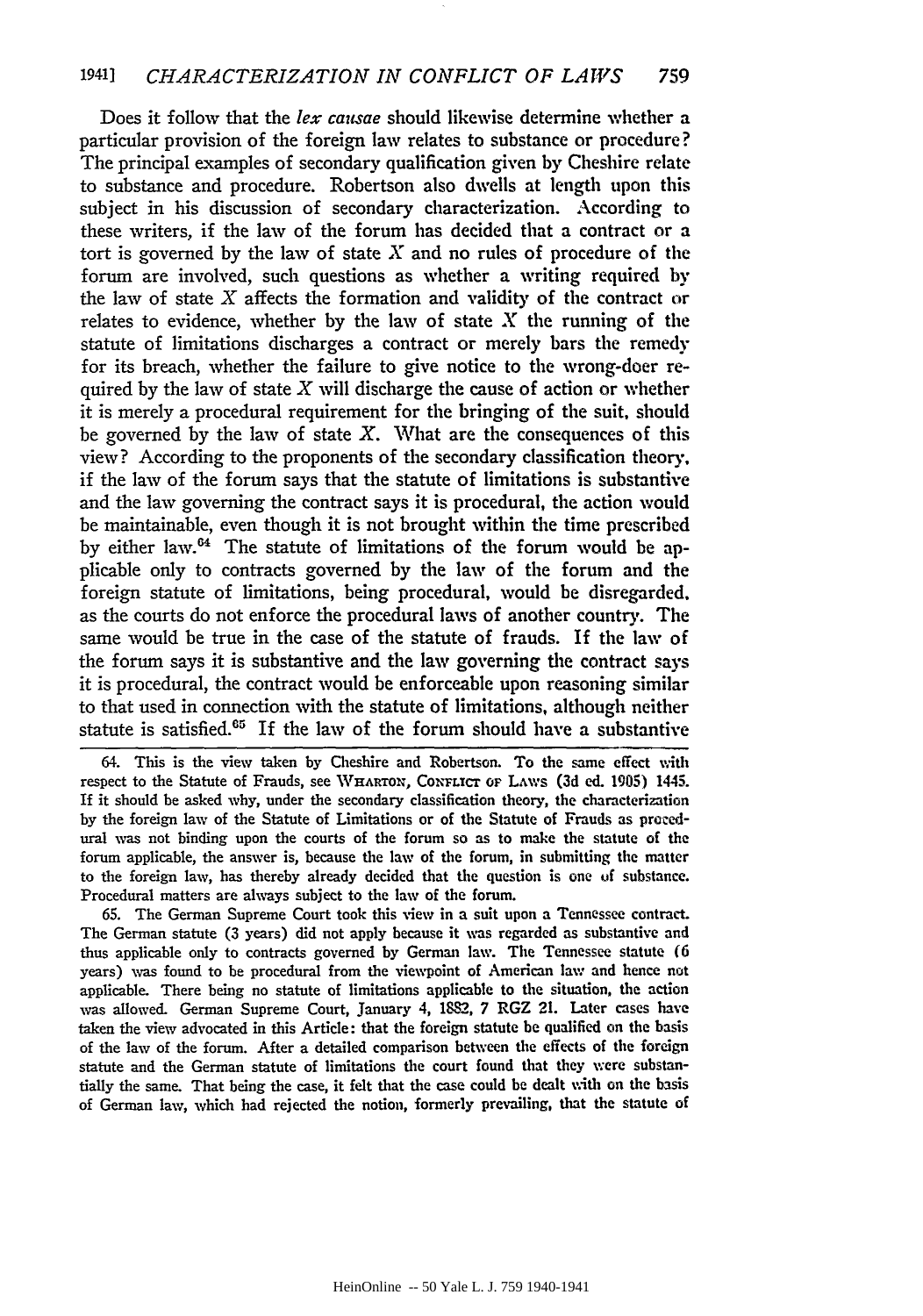Does it follow that the *lex causae* should likewise determine whether a particular provision of the foreign law relates to substance or procedure? The principal examples of secondary qualification given by Cheshire relate to substance and procedure. Robertson also dwells at length upon this subject in his discussion of secondary characterization. According to these writers, if the law of the forum has decided that a contract or a tort is governed by the law of state *X* and no rules of procedure of the forum are involved, such questions as whether a writing required by the law of state *X* affects the formation and validity of the contract or relates to evidence, whether by the law of state *X* the running of the statute of limitations discharges a contract or merely bars the remedy for its breach, whether the failure to give notice to the wrong-doer required by the law of state *X* will discharge the cause of action or whether it is merely a procedural requirement for the bringing of the suit, should be governed by the law of state *X*. What are the consequences of this view? According to the proponents of the secondary classification theory, if the law of the forum says that the statute of limitations is substantive and the law governing the contract says it is procedural, the action would be maintainable, even though it is not brought within the time prescribed by either law.[64] The statute of limitations of the forum would be applicable only to contracts governed by the law of the forum and the foreign statute of limitations, being procedural, would be disregarded, as the courts do not enforce the procedural laws of another country. The same would be true in the case of the statute of frauds. If the law of the forum says it is substantive and the law governing the contract says it is procedural, the contract would be enforceable upon reasoning similar to that used in connection with the statute of limitations, although neither statute is satisfied.[65] If the law of the forum should have a substantive

64. This is the view taken by Cheshire and Robertson. To the same effect with respect to the Statute of Frauds, see WHARTON, CONFLICT OF LAWS (3d ed. 1905) 1445. If it should be asked why, under the secondary classification theory, the characterization by the foreign law of the Statute of Limitations or of the Statute of Frauds as procedural was not binding upon the courts of the forum so as to make the statute of the forum applicable, the answer is, because the law of the forum, in submitting the matter to the foreign law, has thereby already decided that the question is one of substance. Procedural matters are always subject to the law of the forum.

65. The German Supreme Court took this view in a suit upon a Tennessee contract. The German statute (3 years) did not apply because it was regarded as substantive and thus applicable only to contracts governed by German law. The Tennessee statute (6 years) was found to be procedural from the viewpoint of American law and hence not applicable. There being no statute of limitations applicable to the situation, the action was allowed. German Supreme Court, January 4, 1882, 7 RGZ 21. Later cases have taken the view advocated in this Article: that the foreign statute be qualified on the basis of the law of the forum. After a detailed comparison between the effects of the foreign statute and the German statute of limitations the court found that they were substantially the same. That being the case, it felt that the case could be dealt with on the basis of German law, which had rejected the notion, formerly prevailing, that the statute of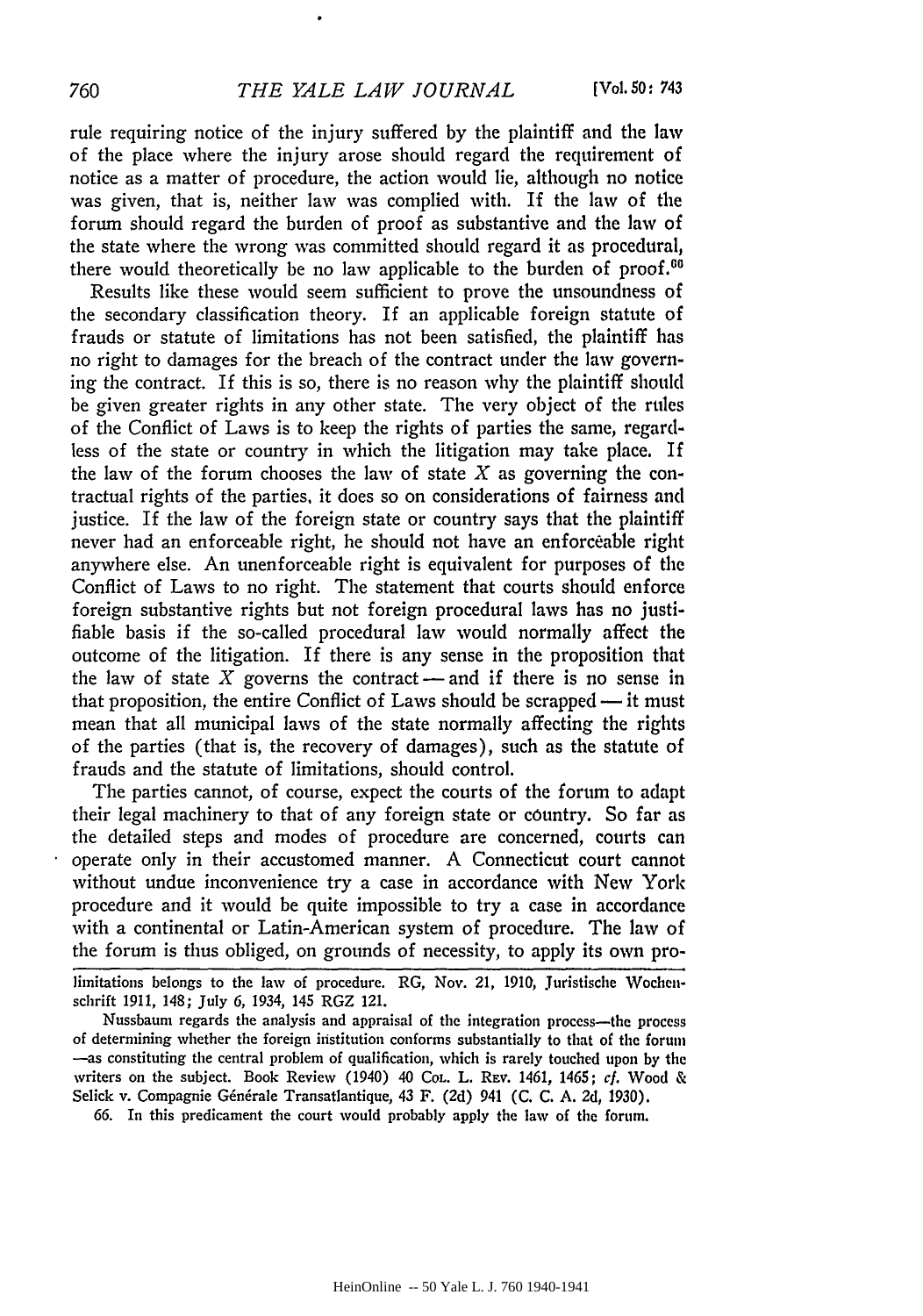rule requiring notice of the injury suffered by the plaintiff and the law of the place where the injury arose should regard the requirement of notice as a matter of procedure, the action would lie, although no notice was given, that is, neither law was complied with. If the law of the forum should regard the burden of proof as substantive and the law of the state where the wrong was committed should regard it as procedural, there would theoretically be no law applicable to the burden of proof.[66]

Results like these would seem sufficient to prove the unsoundness of the secondary classification theory. If an applicable foreign statute of frauds or statute of limitations has not been satisfied, the plaintiff has no right to damages for the breach of the contract under the law governing the contract. If this is so, there is no reason why the plaintiff should be given greater rights in any other state. The very object of the rules of the Conflict of Laws is to keep the rights of parties the same, regardless of the state or country in which the litigation may take place. If the law of the forum chooses the law of state *X* as governing the contractual rights of the parties, it does so on considerations of fairness and justice. If the law of the foreign state or country says that the plaintiff never had an enforceable right, he should not have an enforceable right anywhere else. An unenforceable right is equivalent for purposes of the Conflict of Laws to no right. The statement that courts should enforce foreign substantive rights but not foreign procedural laws has no justifiable basis if the so-called procedural law would normally affect the outcome of the litigation. If there is any sense in the proposition that the law of state *X* governs the contract — and if there is no sense in that proposition, the entire Conflict of Laws should be scrapped — it must mean that all municipal laws of the state normally affecting the rights of the parties (that is, the recovery of damages), such as the statute of frauds and the statute of limitations, should control.

The parties cannot, of course, expect the courts of the forum to adapt their legal machinery to that of any foreign state or country. So far as the detailed steps and modes of procedure are concerned, courts can operate only in their accustomed manner. A Connecticut court cannot without undue inconvenience try a case in accordance with New York procedure and it would be quite impossible to try a case in accordance with a continental or Latin-American system of procedure. The law of the forum is thus obliged, on grounds of necessity, to apply its own pro-

---

limitations belongs to the law of procedure. RG, Nov. 21, 1910, Juristische Wochenschrift 1911, 148; July 6, 1934, 145 RGZ 121.

Nussbaum regards the analysis and appraisal of the integration process—the process of determining whether the foreign institution conforms substantially to that of the forum —as constituting the central problem of qualification, which is rarely touched upon by the writers on the subject. Book Review (1940) 40 COL. L. REV. 1461, 1465; *cf.* Wood & Selick v. Compagnie Générale Transatlantique, 43 F. (2d) 941 (C. C. A. 2d, 1930).

66. In this predicament the court would probably apply the law of the forum.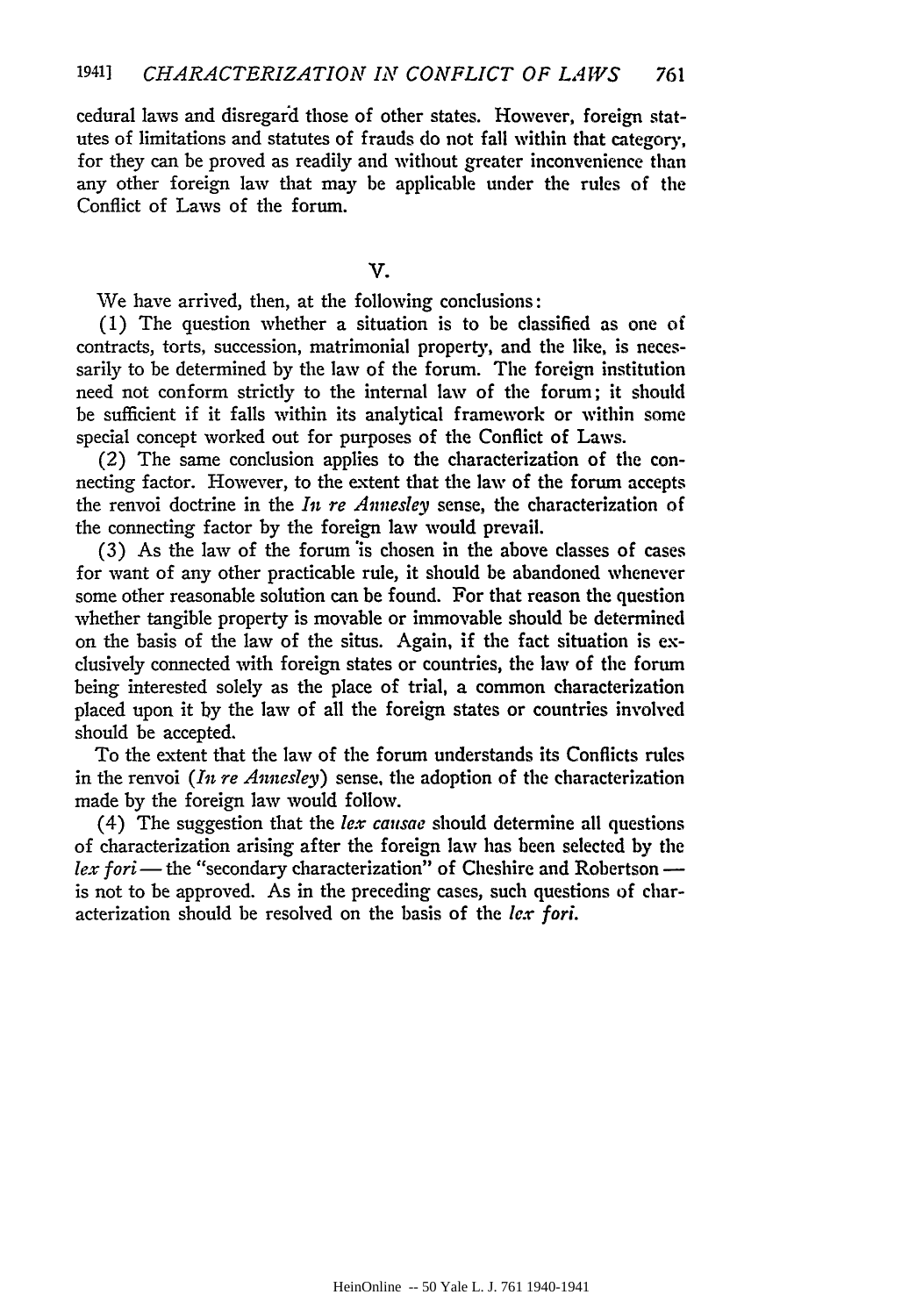cedural laws and disregard those of other states. However, foreign statutes of limitations and statutes of frauds do not fall within that category, for they can be proved as readily and without greater inconvenience than any other foreign law that may be applicable under the rules of the Conflict of Laws of the forum.

## V.

We have arrived, then, at the following conclusions:

(1) The question whether a situation is to be classified as one of contracts, torts, succession, matrimonial property, and the like, is necessarily to be determined by the law of the forum. The foreign institution need not conform strictly to the internal law of the forum; it should be sufficient if it falls within its analytical framework or within some special concept worked out for purposes of the Conflict of Laws.

(2) The same conclusion applies to the characterization of the connecting factor. However, to the extent that the law of the forum accepts the renvoi doctrine in the *In re Annesley* sense, the characterization of the connecting factor by the foreign law would prevail.

(3) As the law of the forum is chosen in the above classes of cases for want of any other practicable rule, it should be abandoned whenever some other reasonable solution can be found. For that reason the question whether tangible property is movable or immovable should be determined on the basis of the law of the situs. Again, if the fact situation is exclusively connected with foreign states or countries, the law of the forum being interested solely as the place of trial, a common characterization placed upon it by the law of all the foreign states or countries involved should be accepted.

To the extent that the law of the forum understands its Conflicts rules in the renvoi (*In re Annesley*) sense, the adoption of the characterization made by the foreign law would follow.

(4) The suggestion that the *lex causae* should determine all questions of characterization arising after the foreign law has been selected by the *lex fori* — the "secondary characterization" of Cheshire and Robertson — is not to be approved. As in the preceding cases, such questions of characterization should be resolved on the basis of the *lex fori*.